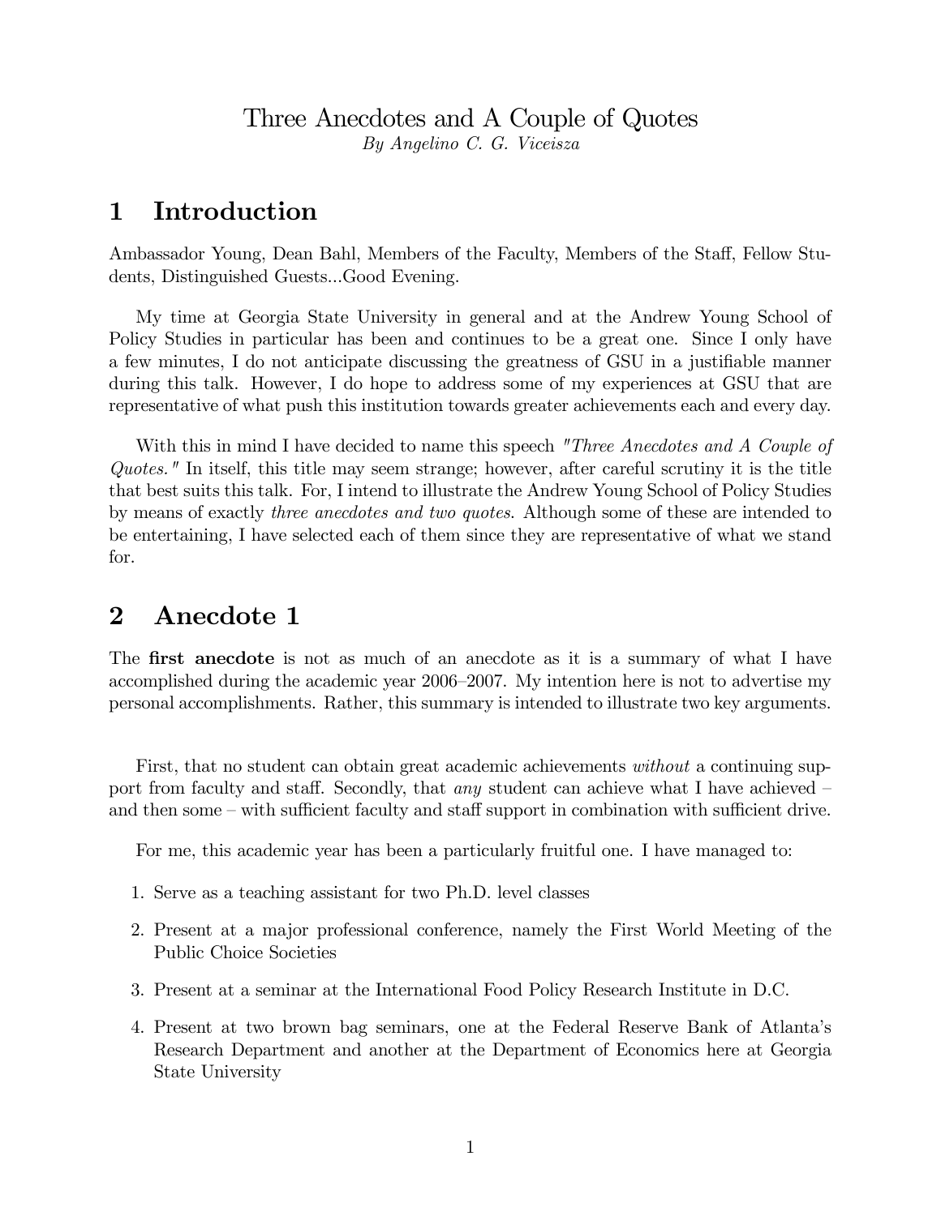# Three Anecdotes and A Couple of Quotes

*By Angelino C. G. Viceisza*

## 1 Introduction

Ambassador Young, Dean Bahl, Members of the Faculty, Members of the Staff, Fellow Students, Distinguished Guests...Good Evening.

My time at Georgia State University in general and at the Andrew Young School of Policy Studies in particular has been and continues to be a great one. Since I only have a few minutes, I do not anticipate discussing the greatness of GSU in a justifiable manner during this talk. However, I do hope to address some of my experiences at GSU that are representative of what push this institution towards greater achievements each and every day.

With this in mind I have decided to name this speech *"Three Anecdotes and A Couple of Quotes."* In itself, this title may seem strange; however, after careful scrutiny it is the title that best suits this talk. For, I intend to illustrate the Andrew Young School of Policy Studies by means of exactly *three anecdotes and two quotes*. Although some of these are intended to be entertaining, I have selected each of them since they are representative of what we stand for.

## 2 Anecdote 1

The **first anecdote** is not as much of an anecdote as it is a summary of what I have accomplished during the academic year 2006–2007. My intention here is not to advertise my personal accomplishments. Rather, this summary is intended to illustrate two key arguments.

First, that no student can obtain great academic achievements *without* a continuing support from faculty and staff. Secondly, that *any* student can achieve what I have achieved – and then some – with sufficient faculty and staff support in combination with sufficient drive.

For me, this academic year has been a particularly fruitful one. I have managed to:

1. Serve as a teaching assistant for two Ph.D. level classes
2. Present at a major professional conference, namely the First World Meeting of the Public Choice Societies
3. Present at a seminar at the International Food Policy Research Institute in D.C.
4. Present at two brown bag seminars, one at the Federal Reserve Bank of Atlanta's Research Department and another at the Department of Economics here at Georgia State University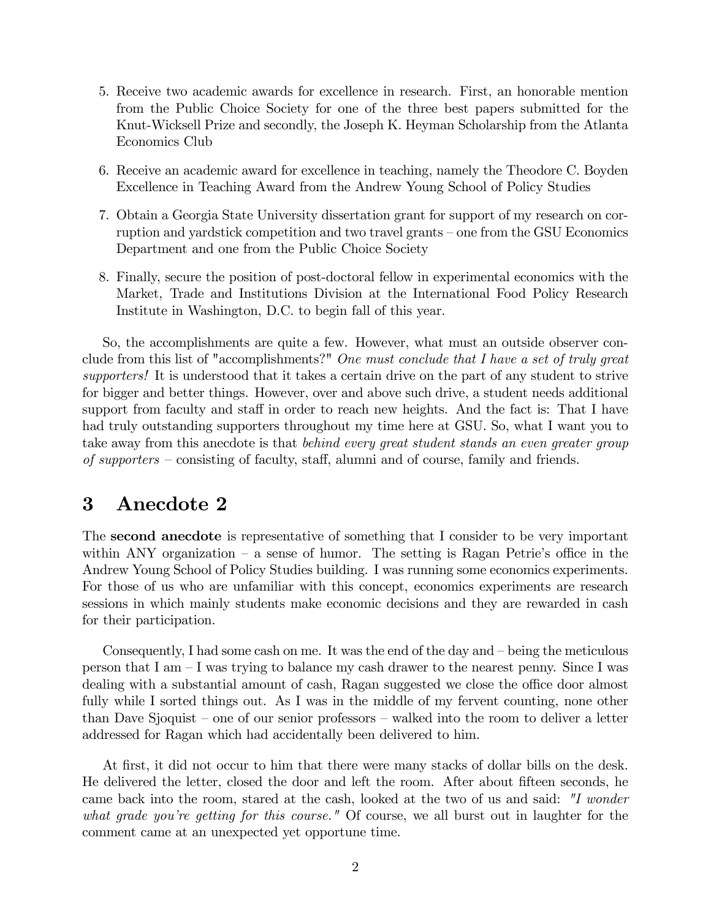5. Receive two academic awards for excellence in research. First, an honorable mention from the Public Choice Society for one of the three best papers submitted for the Knut-Wicksell Prize and secondly, the Joseph K. Heyman Scholarship from the Atlanta Economics Club

6. Receive an academic award for excellence in teaching, namely the Theodore C. Boyden Excellence in Teaching Award from the Andrew Young School of Policy Studies

7. Obtain a Georgia State University dissertation grant for support of my research on corruption and yardstick competition and two travel grants – one from the GSU Economics Department and one from the Public Choice Society

8. Finally, secure the position of post-doctoral fellow in experimental economics with the Market, Trade and Institutions Division at the International Food Policy Research Institute in Washington, D.C. to begin fall of this year.

So, the accomplishments are quite a few. However, what must an outside observer conclude from this list of "accomplishments?" *One must conclude that I have a set of truly great supporters!* It is understood that it takes a certain drive on the part of any student to strive for bigger and better things. However, over and above such drive, a student needs additional support from faculty and staff in order to reach new heights. And the fact is: That I have had truly outstanding supporters throughout my time here at GSU. So, what I want you to take away from this anecdote is that *behind every great student stands an even greater group of supporters* – consisting of faculty, staff, alumni and of course, family and friends.

## 3 Anecdote 2

The **second anecdote** is representative of something that I consider to be very important within ANY organization – a sense of humor. The setting is Ragan Petrie's office in the Andrew Young School of Policy Studies building. I was running some economics experiments. For those of us who are unfamiliar with this concept, economics experiments are research sessions in which mainly students make economic decisions and they are rewarded in cash for their participation.

Consequently, I had some cash on me. It was the end of the day and – being the meticulous person that I am – I was trying to balance my cash drawer to the nearest penny. Since I was dealing with a substantial amount of cash, Ragan suggested we close the office door almost fully while I sorted things out. As I was in the middle of my fervent counting, none other than Dave Sjoquist – one of our senior professors – walked into the room to deliver a letter addressed for Ragan which had accidentally been delivered to him.

At first, it did not occur to him that there were many stacks of dollar bills on the desk. He delivered the letter, closed the door and left the room. After about fifteen seconds, he came back into the room, stared at the cash, looked at the two of us and said: *"I wonder what grade you're getting for this course."* Of course, we all burst out in laughter for the comment came at an unexpected yet opportune time.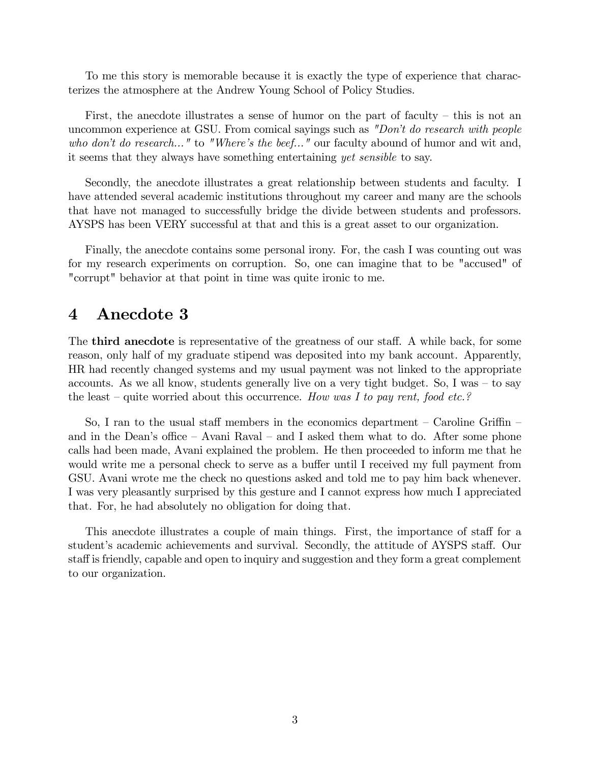To me this story is memorable because it is exactly the type of experience that characterizes the atmosphere at the Andrew Young School of Policy Studies.

First, the anecdote illustrates a sense of humor on the part of faculty – this is not an uncommon experience at GSU. From comical sayings such as *"Don't do research with people who don't do research..."* to *"Where's the beef..."* our faculty abound of humor and wit and, it seems that they always have something entertaining *yet sensible* to say.

Secondly, the anecdote illustrates a great relationship between students and faculty. I have attended several academic institutions throughout my career and many are the schools that have not managed to successfully bridge the divide between students and professors. AYSPS has been VERY successful at that and this is a great asset to our organization.

Finally, the anecdote contains some personal irony. For, the cash I was counting out was for my research experiments on corruption. So, one can imagine that to be "accused" of "corrupt" behavior at that point in time was quite ironic to me.

# 4 Anecdote 3

The **third anecdote** is representative of the greatness of our staff. A while back, for some reason, only half of my graduate stipend was deposited into my bank account. Apparently, HR had recently changed systems and my usual payment was not linked to the appropriate accounts. As we all know, students generally live on a very tight budget. So, I was – to say the least – quite worried about this occurrence. *How was I to pay rent, food etc.?*

So, I ran to the usual staff members in the economics department – Caroline Griffin – and in the Dean's office – Avani Raval – and I asked them what to do. After some phone calls had been made, Avani explained the problem. He then proceeded to inform me that he would write me a personal check to serve as a buffer until I received my full payment from GSU. Avani wrote me the check no questions asked and told me to pay him back whenever. I was very pleasantly surprised by this gesture and I cannot express how much I appreciated that. For, he had absolutely no obligation for doing that.

This anecdote illustrates a couple of main things. First, the importance of staff for a student's academic achievements and survival. Secondly, the attitude of AYSPS staff. Our staff is friendly, capable and open to inquiry and suggestion and they form a great complement to our organization.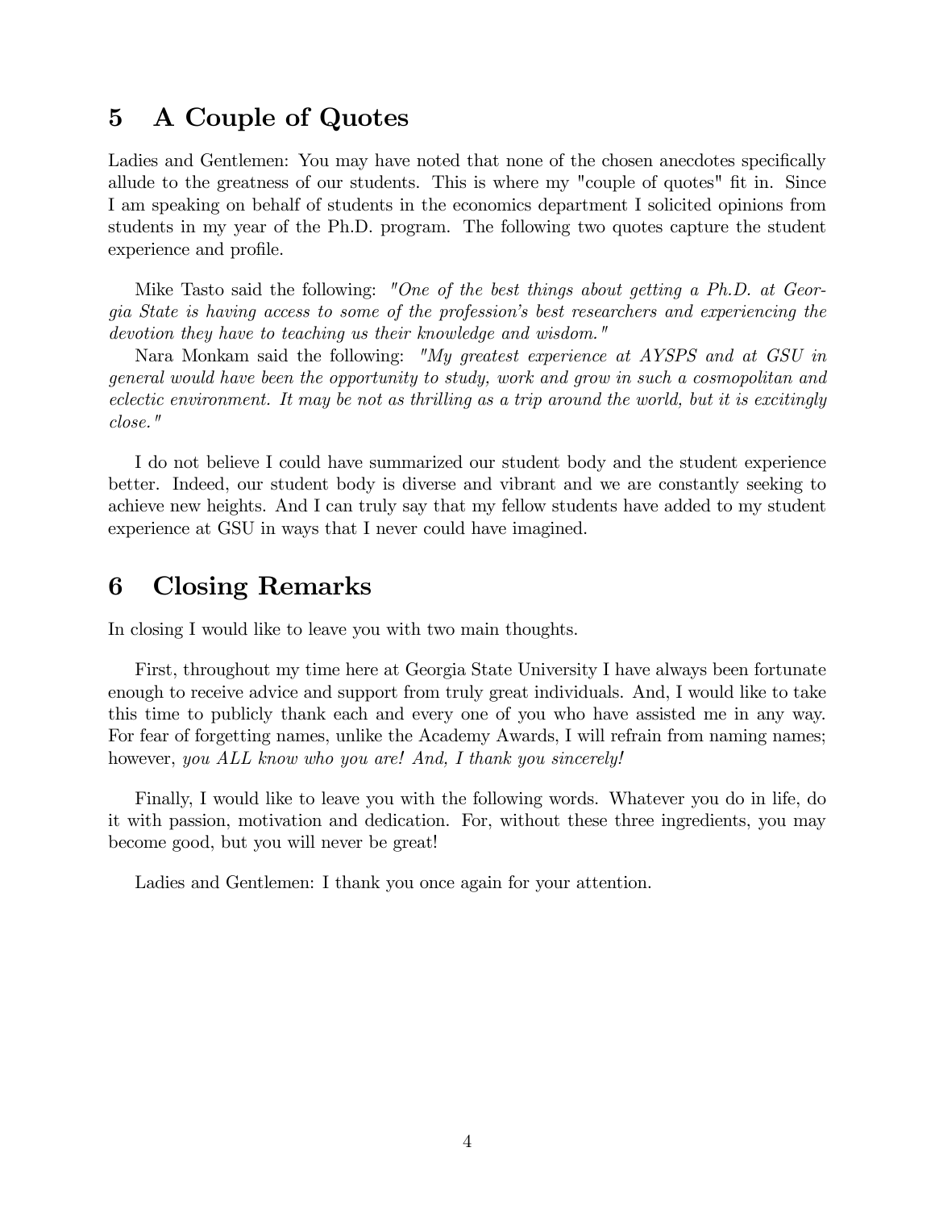## 5 A Couple of Quotes

Ladies and Gentlemen: You may have noted that none of the chosen anecdotes specifically allude to the greatness of our students. This is where my "couple of quotes" fit in. Since I am speaking on behalf of students in the economics department I solicited opinions from students in my year of the Ph.D. program. The following two quotes capture the student experience and profile.

Mike Tasto said the following: *"One of the best things about getting a Ph.D. at Georgia State is having access to some of the profession's best researchers and experiencing the devotion they have to teaching us their knowledge and wisdom."*

Nara Monkam said the following: *"My greatest experience at AYSPS and at GSU in general would have been the opportunity to study, work and grow in such a cosmopolitan and eclectic environment. It may be not as thrilling as a trip around the world, but it is excitingly close."*

I do not believe I could have summarized our student body and the student experience better. Indeed, our student body is diverse and vibrant and we are constantly seeking to achieve new heights. And I can truly say that my fellow students have added to my student experience at GSU in ways that I never could have imagined.

## 6 Closing Remarks

In closing I would like to leave you with two main thoughts.

First, throughout my time here at Georgia State University I have always been fortunate enough to receive advice and support from truly great individuals. And, I would like to take this time to publicly thank each and every one of you who have assisted me in any way. For fear of forgetting names, unlike the Academy Awards, I will refrain from naming names; however, *you ALL know who you are! And, I thank you sincerely!*

Finally, I would like to leave you with the following words. Whatever you do in life, do it with passion, motivation and dedication. For, without these three ingredients, you may become good, but you will never be great!

Ladies and Gentlemen: I thank you once again for your attention.